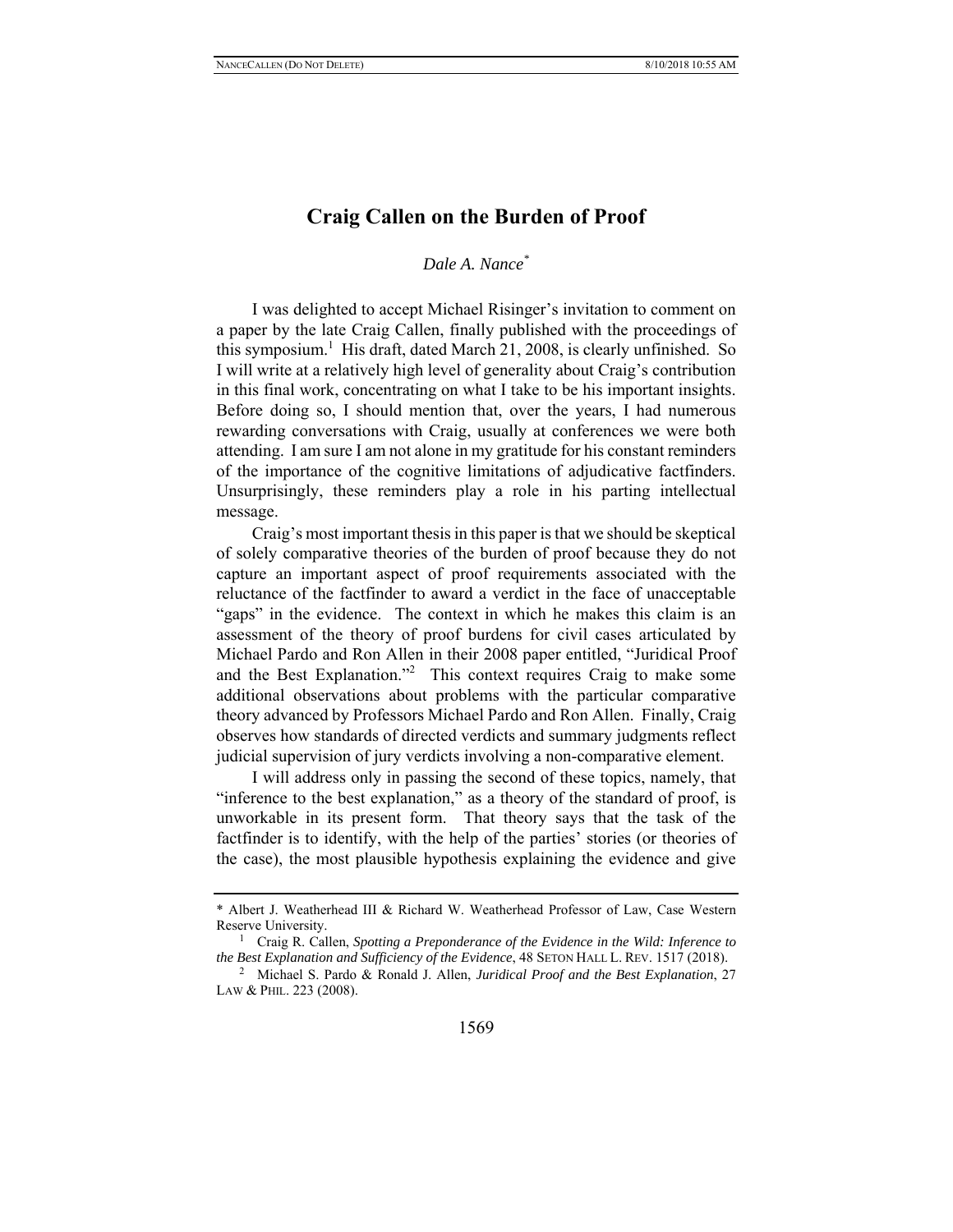# Craig Callen on the Burden of Proof

*Dale A. Nance*[*]

I was delighted to accept Michael Risinger's invitation to comment on a paper by the late Craig Callen, finally published with the proceedings of this symposium.[1] His draft, dated March 21, 2008, is clearly unfinished. So I will write at a relatively high level of generality about Craig's contribution in this final work, concentrating on what I take to be his important insights. Before doing so, I should mention that, over the years, I had numerous rewarding conversations with Craig, usually at conferences we were both attending. I am sure I am not alone in my gratitude for his constant reminders of the importance of the cognitive limitations of adjudicative factfinders. Unsurprisingly, these reminders play a role in his parting intellectual message.

Craig's most important thesis in this paper is that we should be skeptical of solely comparative theories of the burden of proof because they do not capture an important aspect of proof requirements associated with the reluctance of the factfinder to award a verdict in the face of unacceptable "gaps" in the evidence. The context in which he makes this claim is an assessment of the theory of proof burdens for civil cases articulated by Michael Pardo and Ron Allen in their 2008 paper entitled, "Juridical Proof and the Best Explanation."[2] This context requires Craig to make some additional observations about problems with the particular comparative theory advanced by Professors Michael Pardo and Ron Allen. Finally, Craig observes how standards of directed verdicts and summary judgments reflect judicial supervision of jury verdicts involving a non-comparative element.

I will address only in passing the second of these topics, namely, that "inference to the best explanation," as a theory of the standard of proof, is unworkable in its present form. That theory says that the task of the factfinder is to identify, with the help of the parties' stories (or theories of the case), the most plausible hypothesis explaining the evidence and give

---

\* Albert J. Weatherhead III & Richard W. Weatherhead Professor of Law, Case Western Reserve University.

[1] Craig R. Callen, *Spotting a Preponderance of the Evidence in the Wild: Inference to the Best Explanation and Sufficiency of the Evidence*, 48 SETON HALL L. REV. 1517 (2018).

[2] Michael S. Pardo & Ronald J. Allen, *Juridical Proof and the Best Explanation*, 27 LAW & PHIL. 223 (2008).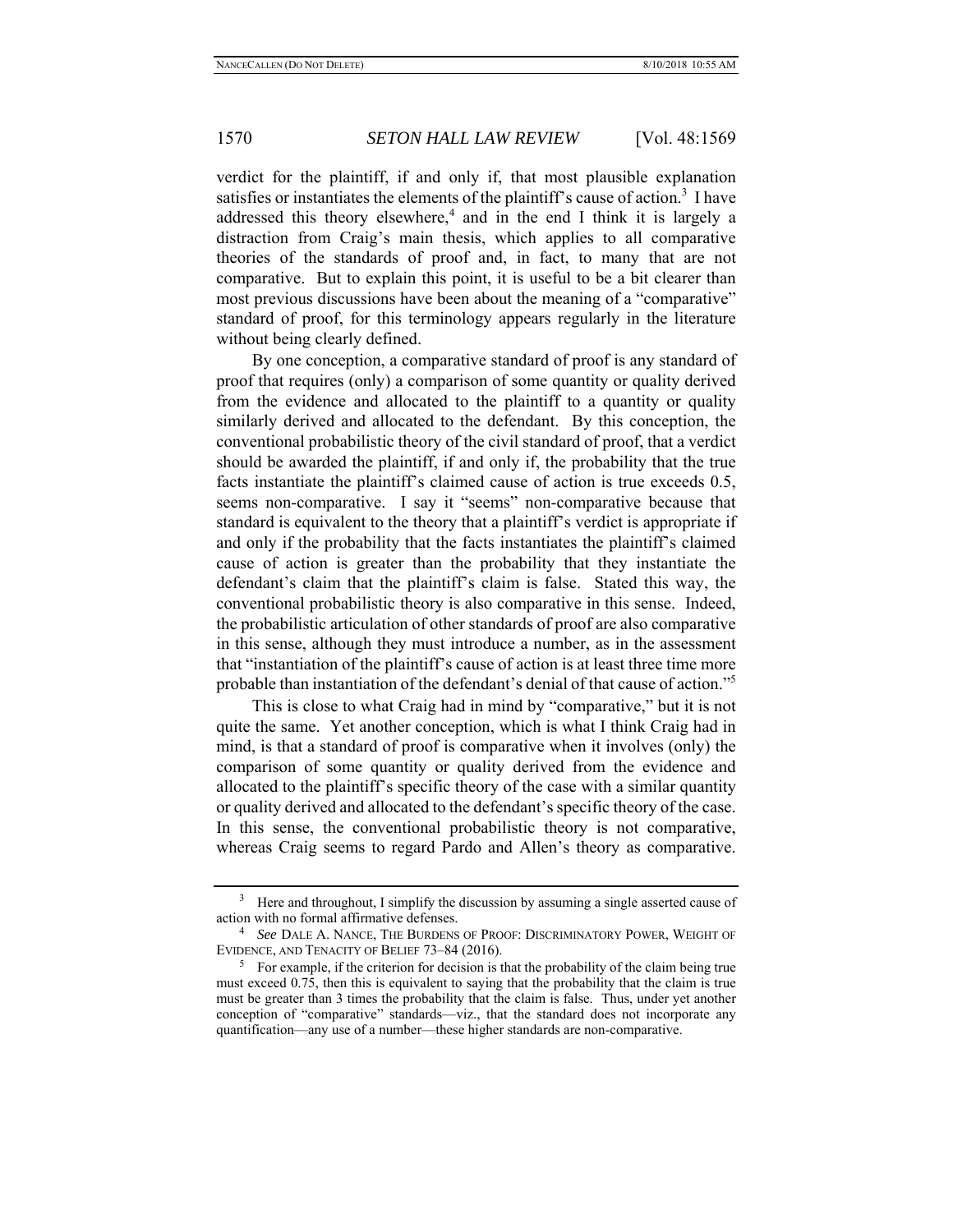verdict for the plaintiff, if and only if, that most plausible explanation satisfies or instantiates the elements of the plaintiff's cause of action.[3] I have addressed this theory elsewhere,[4] and in the end I think it is largely a distraction from Craig's main thesis, which applies to all comparative theories of the standards of proof and, in fact, to many that are not comparative. But to explain this point, it is useful to be a bit clearer than most previous discussions have been about the meaning of a "comparative" standard of proof, for this terminology appears regularly in the literature without being clearly defined.

By one conception, a comparative standard of proof is any standard of proof that requires (only) a comparison of some quantity or quality derived from the evidence and allocated to the plaintiff to a quantity or quality similarly derived and allocated to the defendant. By this conception, the conventional probabilistic theory of the civil standard of proof, that a verdict should be awarded the plaintiff, if and only if, the probability that the true facts instantiate the plaintiff's claimed cause of action is true exceeds 0.5, seems non-comparative. I say it "seems" non-comparative because that standard is equivalent to the theory that a plaintiff's verdict is appropriate if and only if the probability that the facts instantiates the plaintiff's claimed cause of action is greater than the probability that they instantiate the defendant's claim that the plaintiff's claim is false. Stated this way, the conventional probabilistic theory is also comparative in this sense. Indeed, the probabilistic articulation of other standards of proof are also comparative in this sense, although they must introduce a number, as in the assessment that "instantiation of the plaintiff's cause of action is at least three time more probable than instantiation of the defendant's denial of that cause of action."[5]

This is close to what Craig had in mind by "comparative," but it is not quite the same. Yet another conception, which is what I think Craig had in mind, is that a standard of proof is comparative when it involves (only) the comparison of some quantity or quality derived from the evidence and allocated to the plaintiff's specific theory of the case with a similar quantity or quality derived and allocated to the defendant's specific theory of the case. In this sense, the conventional probabilistic theory is not comparative, whereas Craig seems to regard Pardo and Allen's theory as comparative.

---

[3] Here and throughout, I simplify the discussion by assuming a single asserted cause of action with no formal affirmative defenses.

[4] *See* Dale A. Nance, The Burdens of Proof: Discriminatory Power, Weight of Evidence, and Tenacity of Belief 73–84 (2016).

[5] For example, if the criterion for decision is that the probability of the claim being true must exceed 0.75, then this is equivalent to saying that the probability that the claim is true must be greater than 3 times the probability that the claim is false. Thus, under yet another conception of "comparative" standards—viz., that the standard does not incorporate any quantification—any use of a number—these higher standards are non-comparative.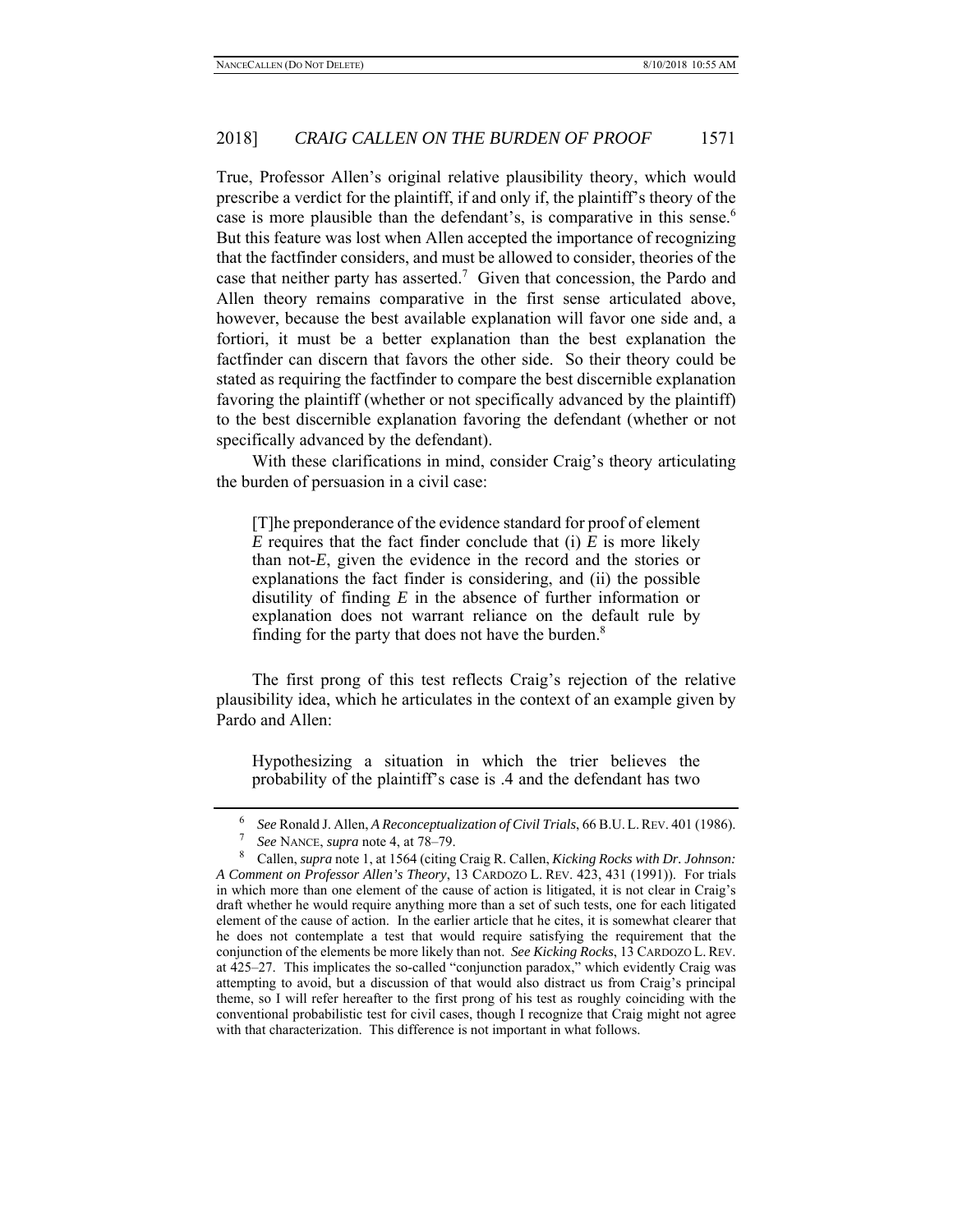True, Professor Allen's original relative plausibility theory, which would prescribe a verdict for the plaintiff, if and only if, the plaintiff's theory of the case is more plausible than the defendant's, is comparative in this sense.[6] But this feature was lost when Allen accepted the importance of recognizing that the factfinder considers, and must be allowed to consider, theories of the case that neither party has asserted.[7] Given that concession, the Pardo and Allen theory remains comparative in the first sense articulated above, however, because the best available explanation will favor one side and, a fortiori, it must be a better explanation than the best explanation the factfinder can discern that favors the other side. So their theory could be stated as requiring the factfinder to compare the best discernible explanation favoring the plaintiff (whether or not specifically advanced by the plaintiff) to the best discernible explanation favoring the defendant (whether or not specifically advanced by the defendant).

With these clarifications in mind, consider Craig's theory articulating the burden of persuasion in a civil case:

> [T]he preponderance of the evidence standard for proof of element *E* requires that the fact finder conclude that (i) *E* is more likely than not-*E*, given the evidence in the record and the stories or explanations the fact finder is considering, and (ii) the possible disutility of finding *E* in the absence of further information or explanation does not warrant reliance on the default rule by finding for the party that does not have the burden.[8]

The first prong of this test reflects Craig's rejection of the relative plausibility idea, which he articulates in the context of an example given by Pardo and Allen:

> Hypothesizing a situation in which the trier believes the probability of the plaintiff's case is .4 and the defendant has two

---

[6] *See* Ronald J. Allen, *A Reconceptualization of Civil Trials*, 66 B.U. L. REV. 401 (1986).

[7] *See* NANCE, *supra* note 4, at 78–79.

[8] Callen, *supra* note 1, at 1564 (citing Craig R. Callen, *Kicking Rocks with Dr. Johnson: A Comment on Professor Allen's Theory*, 13 CARDOZO L. REV. 423, 431 (1991)). For trials in which more than one element of the cause of action is litigated, it is not clear in Craig's draft whether he would require anything more than a set of such tests, one for each litigated element of the cause of action. In the earlier article that he cites, it is somewhat clearer that he does not contemplate a test that would require satisfying the requirement that the conjunction of the elements be more likely than not. *See Kicking Rocks*, 13 CARDOZO L. REV. at 425–27. This implicates the so-called "conjunction paradox," which evidently Craig was attempting to avoid, but a discussion of that would also distract us from Craig's principal theme, so I will refer hereafter to the first prong of his test as roughly coinciding with the conventional probabilistic test for civil cases, though I recognize that Craig might not agree with that characterization. This difference is not important in what follows.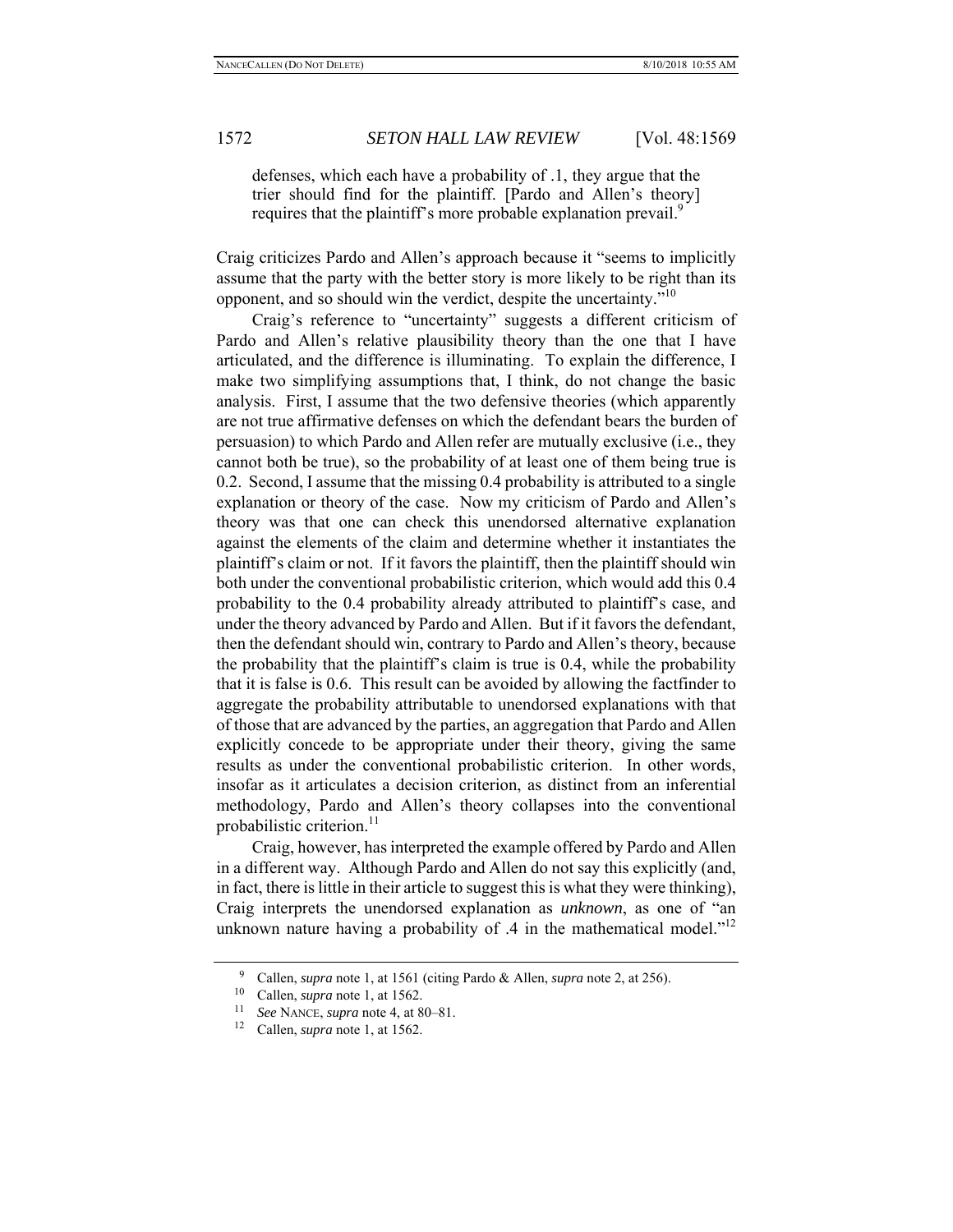defenses, which each have a probability of .1, they argue that the trier should find for the plaintiff. [Pardo and Allen's theory] requires that the plaintiff's more probable explanation prevail.[9]

Craig criticizes Pardo and Allen's approach because it "seems to implicitly assume that the party with the better story is more likely to be right than its opponent, and so should win the verdict, despite the uncertainty."[10]

Craig's reference to "uncertainty" suggests a different criticism of Pardo and Allen's relative plausibility theory than the one that I have articulated, and the difference is illuminating. To explain the difference, I make two simplifying assumptions that, I think, do not change the basic analysis. First, I assume that the two defensive theories (which apparently are not true affirmative defenses on which the defendant bears the burden of persuasion) to which Pardo and Allen refer are mutually exclusive (i.e., they cannot both be true), so the probability of at least one of them being true is 0.2. Second, I assume that the missing 0.4 probability is attributed to a single explanation or theory of the case. Now my criticism of Pardo and Allen's theory was that one can check this unendorsed alternative explanation against the elements of the claim and determine whether it instantiates the plaintiff's claim or not. If it favors the plaintiff, then the plaintiff should win both under the conventional probabilistic criterion, which would add this 0.4 probability to the 0.4 probability already attributed to plaintiff's case, and under the theory advanced by Pardo and Allen. But if it favors the defendant, then the defendant should win, contrary to Pardo and Allen's theory, because the probability that the plaintiff's claim is true is 0.4, while the probability that it is false is 0.6. This result can be avoided by allowing the factfinder to aggregate the probability attributable to unendorsed explanations with that of those that are advanced by the parties, an aggregation that Pardo and Allen explicitly concede to be appropriate under their theory, giving the same results as under the conventional probabilistic criterion. In other words, insofar as it articulates a decision criterion, as distinct from an inferential methodology, Pardo and Allen's theory collapses into the conventional probabilistic criterion.[11]

Craig, however, has interpreted the example offered by Pardo and Allen in a different way. Although Pardo and Allen do not say this explicitly (and, in fact, there is little in their article to suggest this is what they were thinking), Craig interprets the unendorsed explanation as *unknown*, as one of "an unknown nature having a probability of .4 in the mathematical model."[12]

---

[9] Callen, *supra* note 1, at 1561 (citing Pardo & Allen, *supra* note 2, at 256).

[10] Callen, *supra* note 1, at 1562.

[11] *See* NANCE, *supra* note 4, at 80–81.

[12] Callen, *supra* note 1, at 1562.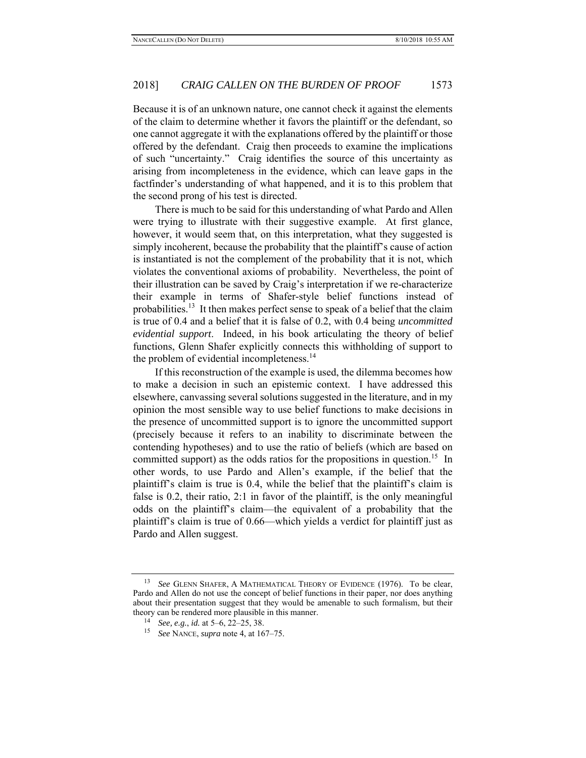Because it is of an unknown nature, one cannot check it against the elements of the claim to determine whether it favors the plaintiff or the defendant, so one cannot aggregate it with the explanations offered by the plaintiff or those offered by the defendant. Craig then proceeds to examine the implications of such "uncertainty." Craig identifies the source of this uncertainty as arising from incompleteness in the evidence, which can leave gaps in the factfinder's understanding of what happened, and it is to this problem that the second prong of his test is directed.

There is much to be said for this understanding of what Pardo and Allen were trying to illustrate with their suggestive example. At first glance, however, it would seem that, on this interpretation, what they suggested is simply incoherent, because the probability that the plaintiff's cause of action is instantiated is not the complement of the probability that it is not, which violates the conventional axioms of probability. Nevertheless, the point of their illustration can be saved by Craig's interpretation if we re-characterize their example in terms of Shafer-style belief functions instead of probabilities.[13] It then makes perfect sense to speak of a belief that the claim is true of 0.4 and a belief that it is false of 0.2, with 0.4 being *uncommitted evidential support*. Indeed, in his book articulating the theory of belief functions, Glenn Shafer explicitly connects this withholding of support to the problem of evidential incompleteness.[14]

If this reconstruction of the example is used, the dilemma becomes how to make a decision in such an epistemic context. I have addressed this elsewhere, canvassing several solutions suggested in the literature, and in my opinion the most sensible way to use belief functions to make decisions in the presence of uncommitted support is to ignore the uncommitted support (precisely because it refers to an inability to discriminate between the contending hypotheses) and to use the ratio of beliefs (which are based on committed support) as the odds ratios for the propositions in question.[15] In other words, to use Pardo and Allen's example, if the belief that the plaintiff's claim is true is 0.4, while the belief that the plaintiff's claim is false is 0.2, their ratio, 2:1 in favor of the plaintiff, is the only meaningful odds on the plaintiff's claim—the equivalent of a probability that the plaintiff's claim is true of 0.66—which yields a verdict for plaintiff just as Pardo and Allen suggest.

---

[13] *See* GLENN SHAFER, A MATHEMATICAL THEORY OF EVIDENCE (1976). To be clear, Pardo and Allen do not use the concept of belief functions in their paper, nor does anything about their presentation suggest that they would be amenable to such formalism, but their theory can be rendered more plausible in this manner.

[14] *See, e.g.*, *id.* at 5–6, 22–25, 38.

[15] *See* NANCE, *supra* note 4, at 167–75.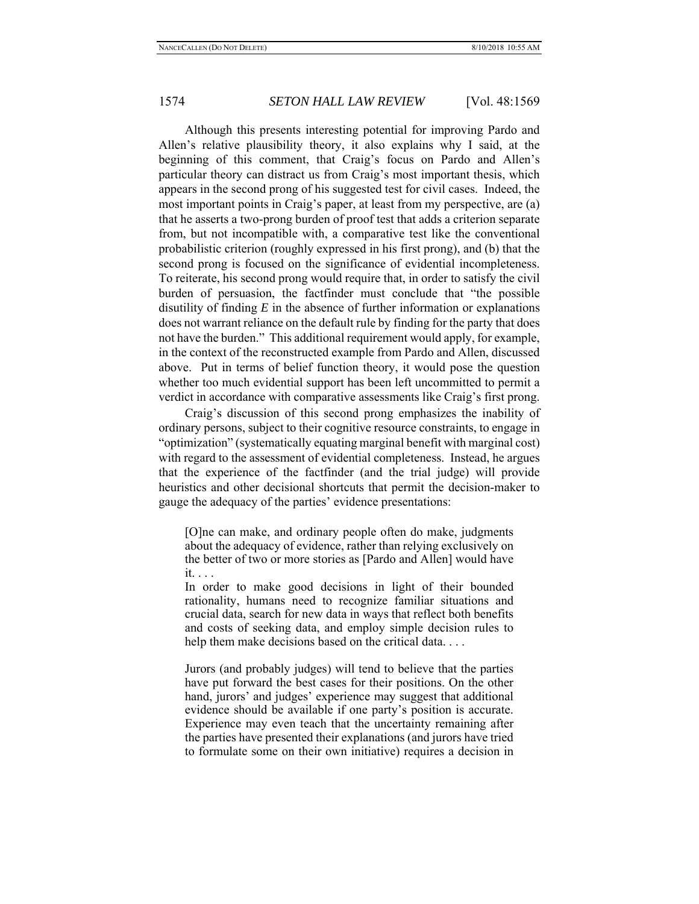Although this presents interesting potential for improving Pardo and Allen's relative plausibility theory, it also explains why I said, at the beginning of this comment, that Craig's focus on Pardo and Allen's particular theory can distract us from Craig's most important thesis, which appears in the second prong of his suggested test for civil cases. Indeed, the most important points in Craig's paper, at least from my perspective, are (a) that he asserts a two-prong burden of proof test that adds a criterion separate from, but not incompatible with, a comparative test like the conventional probabilistic criterion (roughly expressed in his first prong), and (b) that the second prong is focused on the significance of evidential incompleteness. To reiterate, his second prong would require that, in order to satisfy the civil burden of persuasion, the factfinder must conclude that "the possible disutility of finding *E* in the absence of further information or explanations does not warrant reliance on the default rule by finding for the party that does not have the burden." This additional requirement would apply, for example, in the context of the reconstructed example from Pardo and Allen, discussed above. Put in terms of belief function theory, it would pose the question whether too much evidential support has been left uncommitted to permit a verdict in accordance with comparative assessments like Craig's first prong.

Craig's discussion of this second prong emphasizes the inability of ordinary persons, subject to their cognitive resource constraints, to engage in "optimization" (systematically equating marginal benefit with marginal cost) with regard to the assessment of evidential completeness. Instead, he argues that the experience of the factfinder (and the trial judge) will provide heuristics and other decisional shortcuts that permit the decision-maker to gauge the adequacy of the parties' evidence presentations:

> [O]ne can make, and ordinary people often do make, judgments about the adequacy of evidence, rather than relying exclusively on the better of two or more stories as [Pardo and Allen] would have it. . . .
>
> In order to make good decisions in light of their bounded rationality, humans need to recognize familiar situations and crucial data, search for new data in ways that reflect both benefits and costs of seeking data, and employ simple decision rules to help them make decisions based on the critical data. . . .
>
> Jurors (and probably judges) will tend to believe that the parties have put forward the best cases for their positions. On the other hand, jurors' and judges' experience may suggest that additional evidence should be available if one party's position is accurate. Experience may even teach that the uncertainty remaining after the parties have presented their explanations (and jurors have tried to formulate some on their own initiative) requires a decision in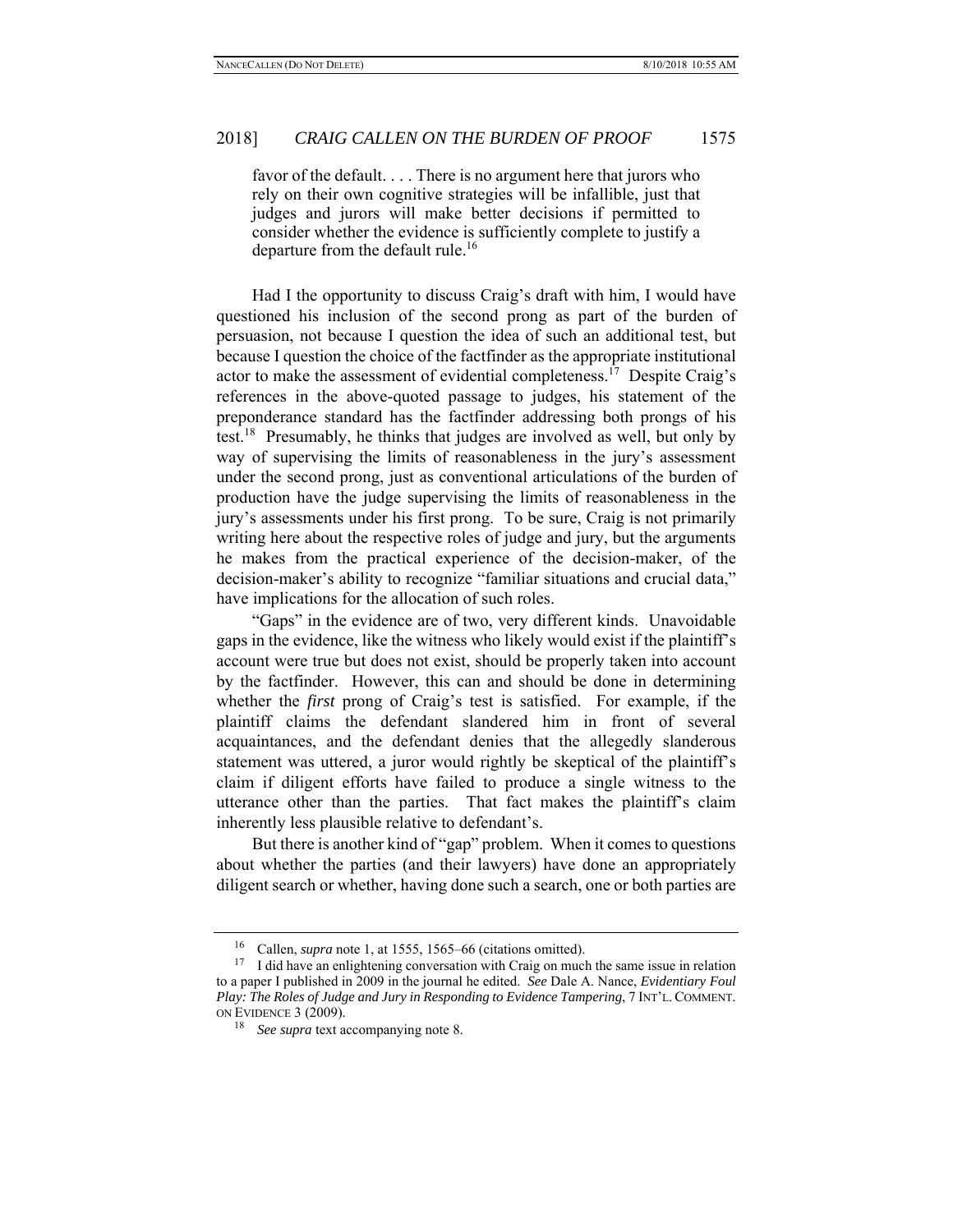> favor of the default. . . . There is no argument here that jurors who rely on their own cognitive strategies will be infallible, just that judges and jurors will make better decisions if permitted to consider whether the evidence is sufficiently complete to justify a departure from the default rule.[16]

Had I the opportunity to discuss Craig's draft with him, I would have questioned his inclusion of the second prong as part of the burden of persuasion, not because I question the idea of such an additional test, but because I question the choice of the factfinder as the appropriate institutional actor to make the assessment of evidential completeness.[17] Despite Craig's references in the above-quoted passage to judges, his statement of the preponderance standard has the factfinder addressing both prongs of his test.[18] Presumably, he thinks that judges are involved as well, but only by way of supervising the limits of reasonableness in the jury's assessment under the second prong, just as conventional articulations of the burden of production have the judge supervising the limits of reasonableness in the jury's assessments under his first prong. To be sure, Craig is not primarily writing here about the respective roles of judge and jury, but the arguments he makes from the practical experience of the decision-maker, of the decision-maker's ability to recognize "familiar situations and crucial data," have implications for the allocation of such roles.

"Gaps" in the evidence are of two, very different kinds. Unavoidable gaps in the evidence, like the witness who likely would exist if the plaintiff's account were true but does not exist, should be properly taken into account by the factfinder. However, this can and should be done in determining whether the *first* prong of Craig's test is satisfied. For example, if the plaintiff claims the defendant slandered him in front of several acquaintances, and the defendant denies that the allegedly slanderous statement was uttered, a juror would rightly be skeptical of the plaintiff's claim if diligent efforts have failed to produce a single witness to the utterance other than the parties. That fact makes the plaintiff's claim inherently less plausible relative to defendant's.

But there is another kind of "gap" problem. When it comes to questions about whether the parties (and their lawyers) have done an appropriately diligent search or whether, having done such a search, one or both parties are

---

[16] Callen, *supra* note 1, at 1555, 1565–66 (citations omitted).

[17] I did have an enlightening conversation with Craig on much the same issue in relation to a paper I published in 2009 in the journal he edited. *See* Dale A. Nance, *Evidentiary Foul Play: The Roles of Judge and Jury in Responding to Evidence Tampering*, 7 INT'L. COMMENT. ON EVIDENCE 3 (2009).

[18] *See supra* text accompanying note 8.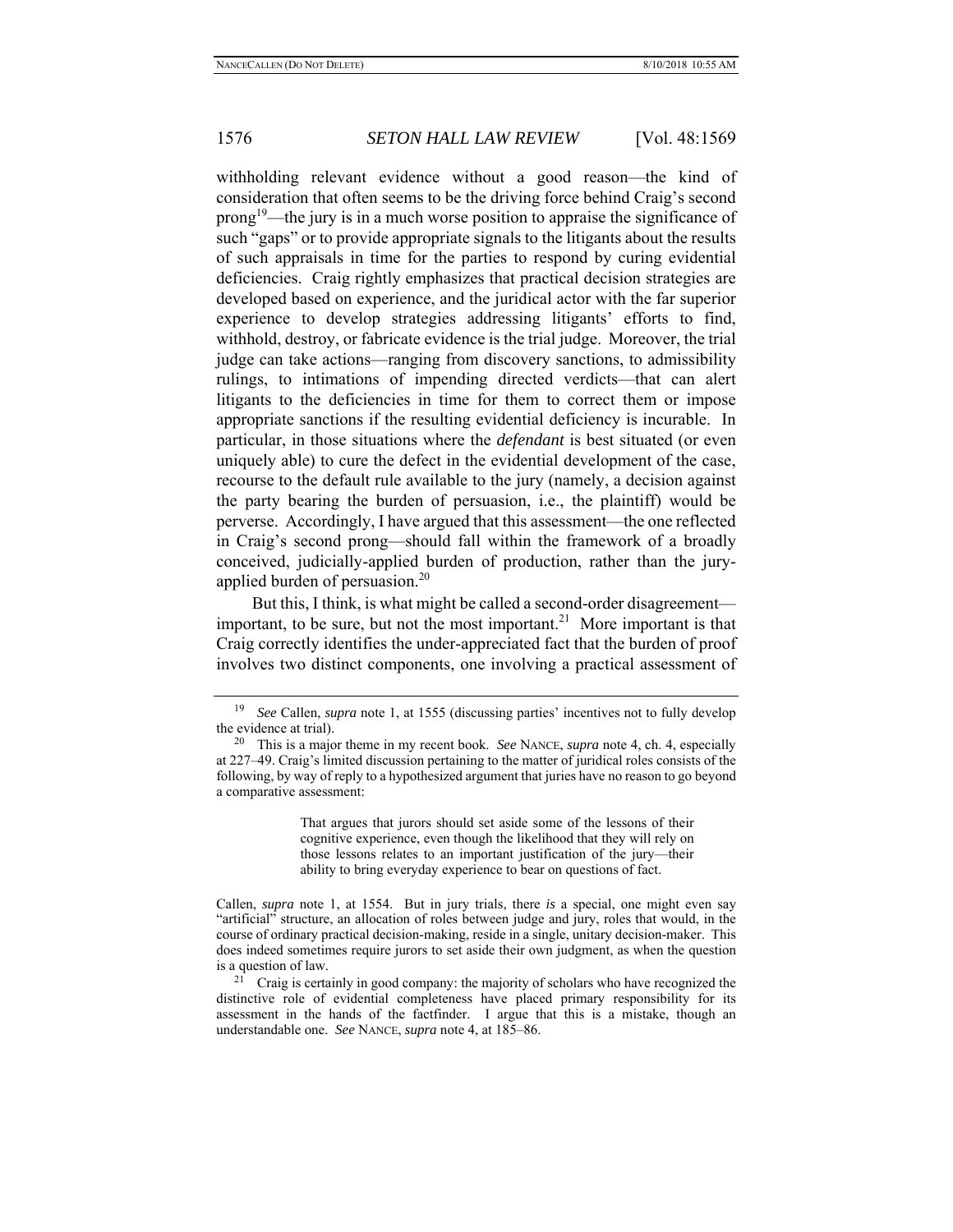withholding relevant evidence without a good reason—the kind of consideration that often seems to be the driving force behind Craig's second prong[19]—the jury is in a much worse position to appraise the significance of such "gaps" or to provide appropriate signals to the litigants about the results of such appraisals in time for the parties to respond by curing evidential deficiencies. Craig rightly emphasizes that practical decision strategies are developed based on experience, and the juridical actor with the far superior experience to develop strategies addressing litigants' efforts to find, withhold, destroy, or fabricate evidence is the trial judge. Moreover, the trial judge can take actions—ranging from discovery sanctions, to admissibility rulings, to intimations of impending directed verdicts—that can alert litigants to the deficiencies in time for them to correct them or impose appropriate sanctions if the resulting evidential deficiency is incurable. In particular, in those situations where the *defendant* is best situated (or even uniquely able) to cure the defect in the evidential development of the case, recourse to the default rule available to the jury (namely, a decision against the party bearing the burden of persuasion, i.e., the plaintiff) would be perverse. Accordingly, I have argued that this assessment—the one reflected in Craig's second prong—should fall within the framework of a broadly conceived, judicially-applied burden of production, rather than the jury-applied burden of persuasion.[20]

But this, I think, is what might be called a second-order disagreement—important, to be sure, but not the most important.[21] More important is that Craig correctly identifies the under-appreciated fact that the burden of proof involves two distinct components, one involving a practical assessment of

---

[19] *See* Callen, *supra* note 1, at 1555 (discussing parties' incentives not to fully develop the evidence at trial).

[20] This is a major theme in my recent book. *See* NANCE, *supra* note 4, ch. 4, especially at 227–49. Craig's limited discussion pertaining to the matter of juridical roles consists of the following, by way of reply to a hypothesized argument that juries have no reason to go beyond a comparative assessment:

> That argues that jurors should set aside some of the lessons of their cognitive experience, even though the likelihood that they will rely on those lessons relates to an important justification of the jury—their ability to bring everyday experience to bear on questions of fact.

Callen, *supra* note 1, at 1554. But in jury trials, there *is* a special, one might even say "artificial" structure, an allocation of roles between judge and jury, roles that would, in the course of ordinary practical decision-making, reside in a single, unitary decision-maker. This does indeed sometimes require jurors to set aside their own judgment, as when the question is a question of law.

[21] Craig is certainly in good company: the majority of scholars who have recognized the distinctive role of evidential completeness have placed primary responsibility for its assessment in the hands of the factfinder. I argue that this is a mistake, though an understandable one. *See* NANCE, *supra* note 4, at 185–86.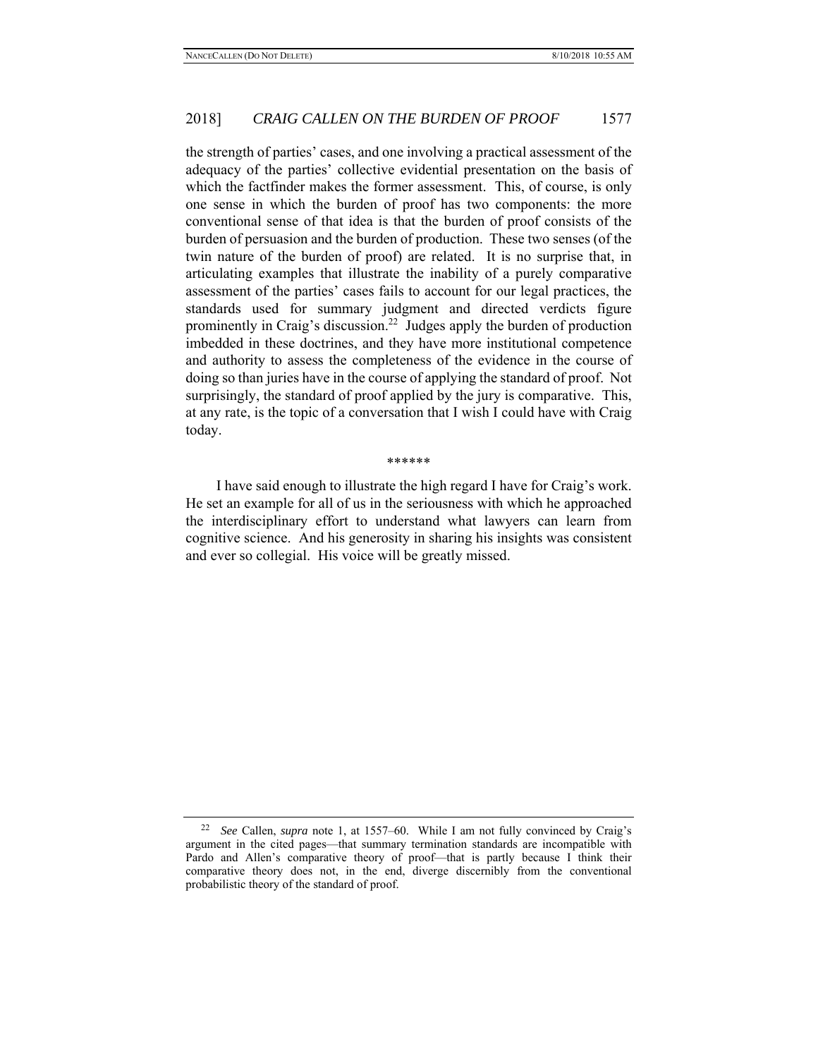the strength of parties' cases, and one involving a practical assessment of the adequacy of the parties' collective evidential presentation on the basis of which the factfinder makes the former assessment. This, of course, is only one sense in which the burden of proof has two components: the more conventional sense of that idea is that the burden of proof consists of the burden of persuasion and the burden of production. These two senses (of the twin nature of the burden of proof) are related. It is no surprise that, in articulating examples that illustrate the inability of a purely comparative assessment of the parties' cases fails to account for our legal practices, the standards used for summary judgment and directed verdicts figure prominently in Craig's discussion.[22] Judges apply the burden of production imbedded in these doctrines, and they have more institutional competence and authority to assess the completeness of the evidence in the course of doing so than juries have in the course of applying the standard of proof. Not surprisingly, the standard of proof applied by the jury is comparative. This, at any rate, is the topic of a conversation that I wish I could have with Craig today.

******

I have said enough to illustrate the high regard I have for Craig's work. He set an example for all of us in the seriousness with which he approached the interdisciplinary effort to understand what lawyers can learn from cognitive science. And his generosity in sharing his insights was consistent and ever so collegial. His voice will be greatly missed.

---

[22] *See* Callen, *supra* note 1, at 1557–60. While I am not fully convinced by Craig's argument in the cited pages—that summary termination standards are incompatible with Pardo and Allen's comparative theory of proof—that is partly because I think their comparative theory does not, in the end, diverge discernibly from the conventional probabilistic theory of the standard of proof.